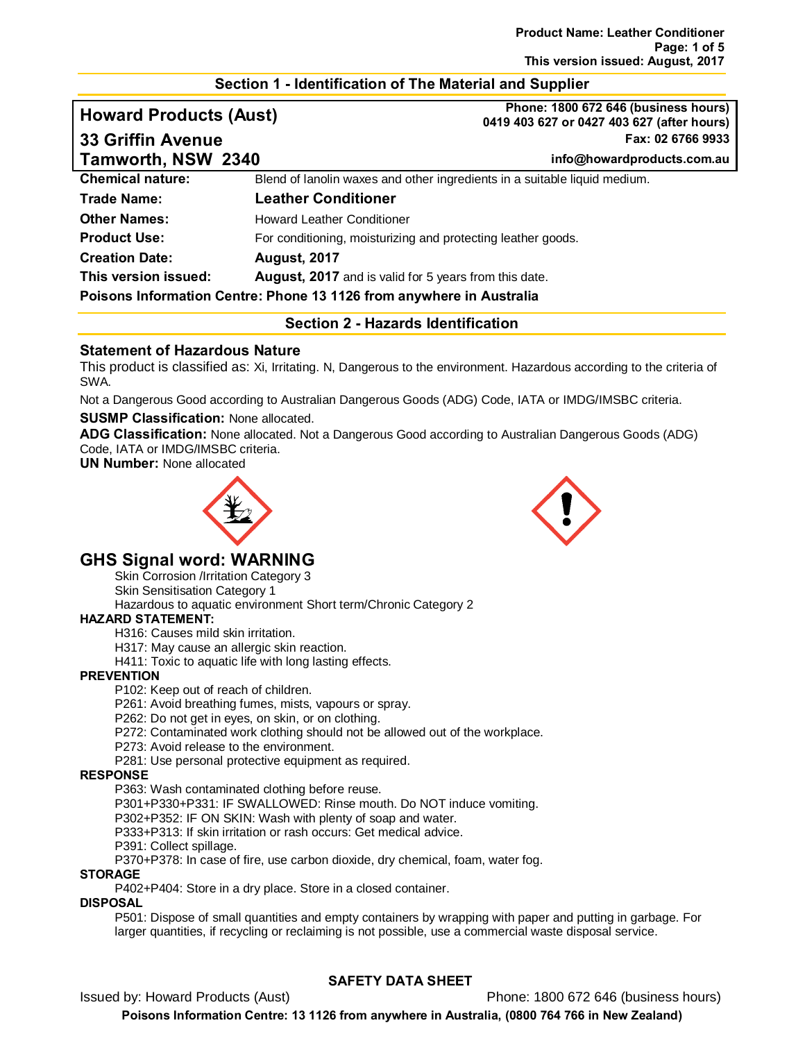## Section 1 - Identification of The Material and Supplier

**Howard Products (Aust)**
**33 Griffin Avenue**
**Tamworth, NSW 2340**

**Phone: 1800 672 646 (business hours)**
**0419 403 627 or 0427 403 627 (after hours)**
**Fax: 02 6766 9933**
**info@howardproducts.com.au**

| | |
|---|---|
| **Chemical nature:** | Blend of lanolin waxes and other ingredients in a suitable liquid medium. |
| **Trade Name:** | **Leather Conditioner** |
| **Other Names:** | Howard Leather Conditioner |
| **Product Use:** | For conditioning, moisturizing and protecting leather goods. |
| **Creation Date:** | **August, 2017** |
| **This version issued:** | **August, 2017** and is valid for 5 years from this date. |

**Poisons Information Centre: Phone 13 1126 from anywhere in Australia**

## Section 2 - Hazards Identification

### Statement of Hazardous Nature

This product is classified as: Xi, Irritating. N, Dangerous to the environment. Hazardous according to the criteria of SWA.

Not a Dangerous Good according to Australian Dangerous Goods (ADG) Code, IATA or IMDG/IMSBC criteria.

**SUSMP Classification:** None allocated.

**ADG Classification:** None allocated. Not a Dangerous Good according to Australian Dangerous Goods (ADG) Code, IATA or IMDG/IMSBC criteria.

**UN Number:** None allocated

## GHS Signal word: WARNING

Skin Corrosion /Irritation Category 3
Skin Sensitisation Category 1
Hazardous to aquatic environment Short term/Chronic Category 2

**HAZARD STATEMENT:**

H316: Causes mild skin irritation.
H317: May cause an allergic skin reaction.
H411: Toxic to aquatic life with long lasting effects.

**PREVENTION**

P102: Keep out of reach of children.
P261: Avoid breathing fumes, mists, vapours or spray.
P262: Do not get in eyes, on skin, or on clothing.
P272: Contaminated work clothing should not be allowed out of the workplace.
P273: Avoid release to the environment.
P281: Use personal protective equipment as required.

**RESPONSE**

P363: Wash contaminated clothing before reuse.
P301+P330+P331: IF SWALLOWED: Rinse mouth. Do NOT induce vomiting.
P302+P352: IF ON SKIN: Wash with plenty of soap and water.
P333+P313: If skin irritation or rash occurs: Get medical advice.
P391: Collect spillage.
P370+P378: In case of fire, use carbon dioxide, dry chemical, foam, water fog.

**STORAGE**

P402+P404: Store in a dry place. Store in a closed container.

**DISPOSAL**

P501: Dispose of small quantities and empty containers by wrapping with paper and putting in garbage. For larger quantities, if recycling or reclaiming is not possible, use a commercial waste disposal service.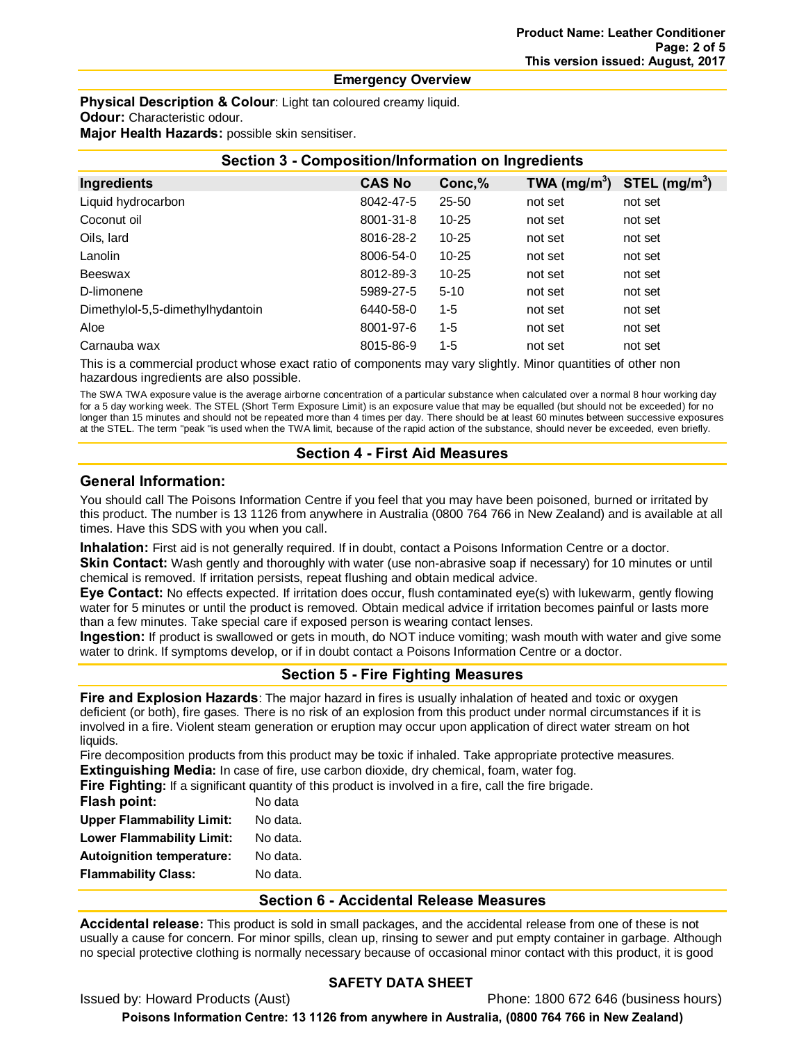## Emergency Overview

**Physical Description & Colour**: Light tan coloured creamy liquid.
**Odour:** Characteristic odour.
**Major Health Hazards:** possible skin sensitiser.

## Section 3 - Composition/Information on Ingredients

| Ingredients | CAS No | Conc,% | TWA ($mg/m^3$) | STEL ($mg/m^3$) |
|---|---|---|---|---|
| Liquid hydrocarbon | 8042-47-5 | 25-50 | not set | not set |
| Coconut oil | 8001-31-8 | 10-25 | not set | not set |
| Oils, lard | 8016-28-2 | 10-25 | not set | not set |
| Lanolin | 8006-54-0 | 10-25 | not set | not set |
| Beeswax | 8012-89-3 | 10-25 | not set | not set |
| D-limonene | 5989-27-5 | 5-10 | not set | not set |
| Dimethylol-5,5-dimethylhydantoin | 6440-58-0 | 1-5 | not set | not set |
| Aloe | 8001-97-6 | 1-5 | not set | not set |
| Carnauba wax | 8015-86-9 | 1-5 | not set | not set |

This is a commercial product whose exact ratio of components may vary slightly. Minor quantities of other non hazardous ingredients are also possible.

The SWA TWA exposure value is the average airborne concentration of a particular substance when calculated over a normal 8 hour working day for a 5 day working week. The STEL (Short Term Exposure Limit) is an exposure value that may be equalled (but should not be exceeded) for no longer than 15 minutes and should not be repeated more than 4 times per day. There should be at least 60 minutes between successive exposures at the STEL. The term "peak "is used when the TWA limit, because of the rapid action of the substance, should never be exceeded, even briefly.

## Section 4 - First Aid Measures

### General Information:

You should call The Poisons Information Centre if you feel that you may have been poisoned, burned or irritated by this product. The number is 13 1126 from anywhere in Australia (0800 764 766 in New Zealand) and is available at all times. Have this SDS with you when you call.

**Inhalation:** First aid is not generally required. If in doubt, contact a Poisons Information Centre or a doctor.
**Skin Contact:** Wash gently and thoroughly with water (use non-abrasive soap if necessary) for 10 minutes or until chemical is removed. If irritation persists, repeat flushing and obtain medical advice.
**Eye Contact:** No effects expected. If irritation does occur, flush contaminated eye(s) with lukewarm, gently flowing water for 5 minutes or until the product is removed. Obtain medical advice if irritation becomes painful or lasts more than a few minutes. Take special care if exposed person is wearing contact lenses.
**Ingestion:** If product is swallowed or gets in mouth, do NOT induce vomiting; wash mouth with water and give some water to drink. If symptoms develop, or if in doubt contact a Poisons Information Centre or a doctor.

## Section 5 - Fire Fighting Measures

**Fire and Explosion Hazards**: The major hazard in fires is usually inhalation of heated and toxic or oxygen deficient (or both), fire gases. There is no risk of an explosion from this product under normal circumstances if it is involved in a fire. Violent steam generation or eruption may occur upon application of direct water stream on hot liquids.
Fire decomposition products from this product may be toxic if inhaled. Take appropriate protective measures.
**Extinguishing Media:** In case of fire, use carbon dioxide, dry chemical, foam, water fog.
**Fire Fighting:** If a significant quantity of this product is involved in a fire, call the fire brigade.

| | |
|---|---|
| **Flash point:** | No data |
| **Upper Flammability Limit:** | No data. |
| **Lower Flammability Limit:** | No data. |
| **Autoignition temperature:** | No data. |
| **Flammability Class:** | No data. |

## Section 6 - Accidental Release Measures

**Accidental release:** This product is sold in small packages, and the accidental release from one of these is not usually a cause for concern. For minor spills, clean up, rinsing to sewer and put empty container in garbage. Although no special protective clothing is normally necessary because of occasional minor contact with this product, it is good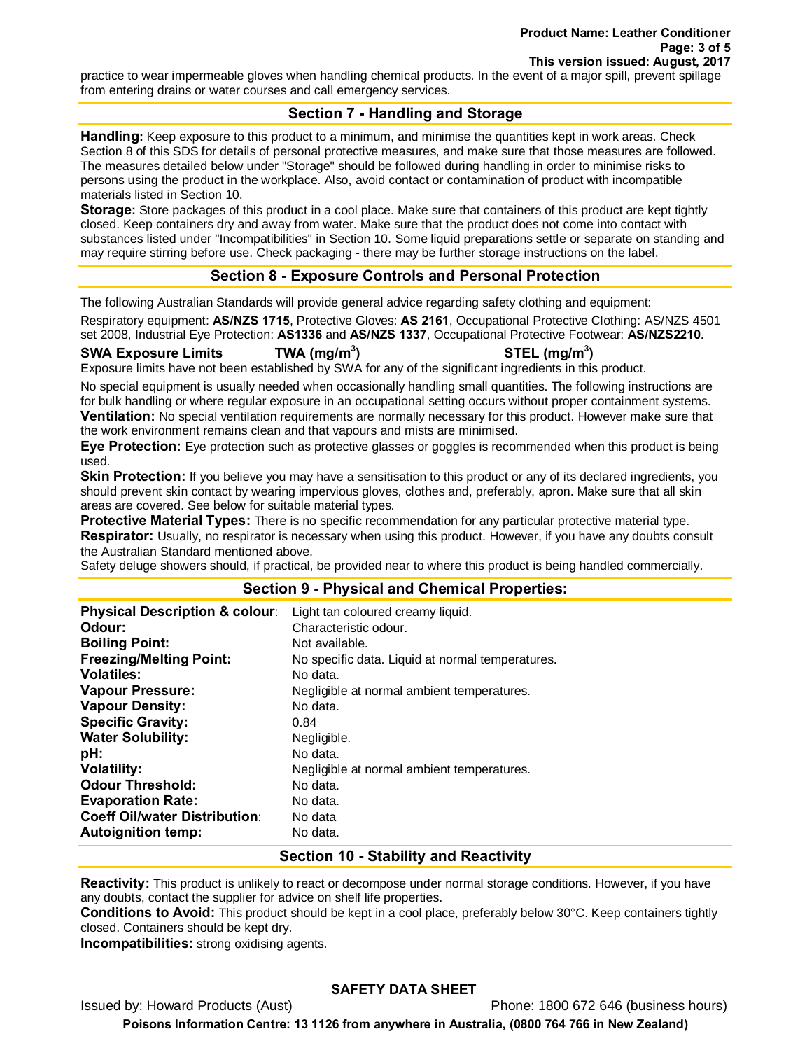practice to wear impermeable gloves when handling chemical products. In the event of a major spill, prevent spillage from entering drains or water courses and call emergency services.

## Section 7 - Handling and Storage

**Handling:** Keep exposure to this product to a minimum, and minimise the quantities kept in work areas. Check Section 8 of this SDS for details of personal protective measures, and make sure that those measures are followed. The measures detailed below under "Storage" should be followed during handling in order to minimise risks to persons using the product in the workplace. Also, avoid contact or contamination of product with incompatible materials listed in Section 10.

**Storage:** Store packages of this product in a cool place. Make sure that containers of this product are kept tightly closed. Keep containers dry and away from water. Make sure that the product does not come into contact with substances listed under "Incompatibilities" in Section 10. Some liquid preparations settle or separate on standing and may require stirring before use. Check packaging - there may be further storage instructions on the label.

## Section 8 - Exposure Controls and Personal Protection

The following Australian Standards will provide general advice regarding safety clothing and equipment:

Respiratory equipment: **AS/NZS 1715**, Protective Gloves: **AS 2161**, Occupational Protective Clothing: AS/NZS 4501 set 2008, Industrial Eye Protection: **AS1336** and **AS/NZS 1337**, Occupational Protective Footwear: **AS/NZS2210**.

| SWA Exposure Limits | TWA (mg/m$^3$) | STEL (mg/m$^3$) |
|---|---|---|

Exposure limits have not been established by SWA for any of the significant ingredients in this product.

No special equipment is usually needed when occasionally handling small quantities. The following instructions are for bulk handling or where regular exposure in an occupational setting occurs without proper containment systems.

**Ventilation:** No special ventilation requirements are normally necessary for this product. However make sure that the work environment remains clean and that vapours and mists are minimised.

**Eye Protection:** Eye protection such as protective glasses or goggles is recommended when this product is being used.

**Skin Protection:** If you believe you may have a sensitisation to this product or any of its declared ingredients, you should prevent skin contact by wearing impervious gloves, clothes and, preferably, apron. Make sure that all skin areas are covered. See below for suitable material types.

**Protective Material Types:** There is no specific recommendation for any particular protective material type.

**Respirator:** Usually, no respirator is necessary when using this product. However, if you have any doubts consult the Australian Standard mentioned above.

Safety deluge showers should, if practical, be provided near to where this product is being handled commercially.

## Section 9 - Physical and Chemical Properties:

| | |
|---|---|
| **Physical Description & colour**: | Light tan coloured creamy liquid. |
| **Odour:** | Characteristic odour. |
| **Boiling Point:** | Not available. |
| **Freezing/Melting Point:** | No specific data. Liquid at normal temperatures. |
| **Volatiles:** | No data. |
| **Vapour Pressure:** | Negligible at normal ambient temperatures. |
| **Vapour Density:** | No data. |
| **Specific Gravity:** | 0.84 |
| **Water Solubility:** | Negligible. |
| **pH:** | No data. |
| **Volatility:** | Negligible at normal ambient temperatures. |
| **Odour Threshold:** | No data. |
| **Evaporation Rate:** | No data. |
| **Coeff Oil/water Distribution**: | No data |
| **Autoignition temp:** | No data. |

## Section 10 - Stability and Reactivity

**Reactivity:** This product is unlikely to react or decompose under normal storage conditions. However, if you have any doubts, contact the supplier for advice on shelf life properties.

**Conditions to Avoid:** This product should be kept in a cool place, preferably below 30°C. Keep containers tightly closed. Containers should be kept dry.

**Incompatibilities:** strong oxidising agents.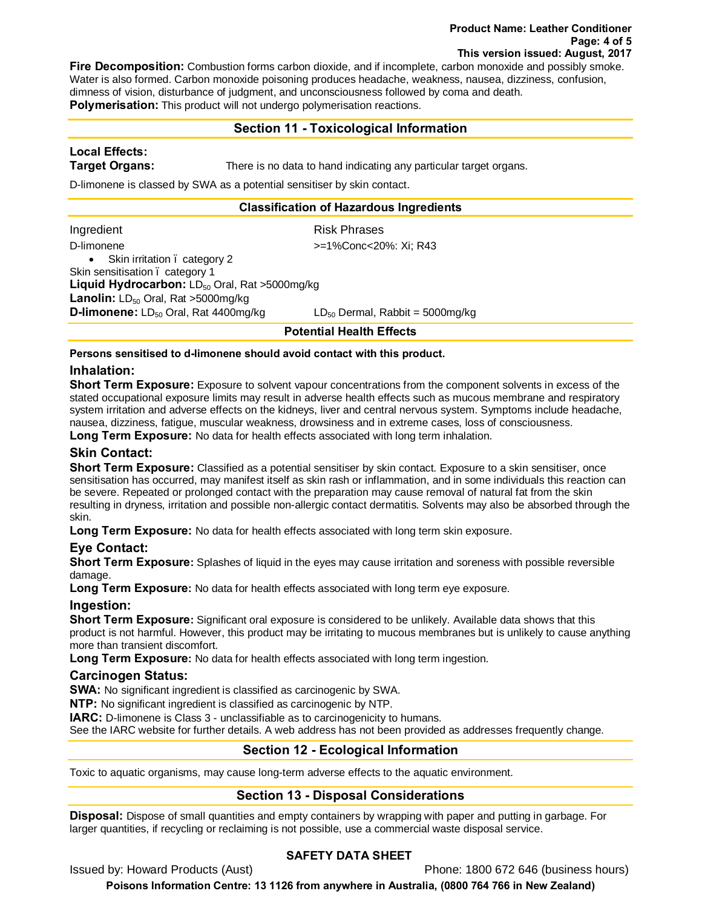**Fire Decomposition:** Combustion forms carbon dioxide, and if incomplete, carbon monoxide and possibly smoke. Water is also formed. Carbon monoxide poisoning produces headache, weakness, nausea, dizziness, confusion, dimness of vision, disturbance of judgment, and unconsciousness followed by coma and death.
**Polymerisation:** This product will not undergo polymerisation reactions.

## Section 11 - Toxicological Information

**Local Effects:**
**Target Organs:** There is no data to hand indicating any particular target organs.

D-limonene is classed by SWA as a potential sensitiser by skin contact.

### Classification of Hazardous Ingredients

| Ingredient | Risk Phrases |
|---|---|
| D-limonene | >=1%Conc<20%: Xi; R43 |

- Skin irritation ï category 2

Skin sensitisation ï category 1
**Liquid Hydrocarbon:** $LD_{50}$ Oral, Rat >5000mg/kg
**Lanolin:** $LD_{50}$ Oral, Rat >5000mg/kg
**D-limonene:** $LD_{50}$ Oral, Rat 4400mg/kg    $LD_{50}$ Dermal, Rabbit = 5000mg/kg

### Potential Health Effects

**Persons sensitised to d-limonene should avoid contact with this product.**

#### Inhalation:

**Short Term Exposure:** Exposure to solvent vapour concentrations from the component solvents in excess of the stated occupational exposure limits may result in adverse health effects such as mucous membrane and respiratory system irritation and adverse effects on the kidneys, liver and central nervous system. Symptoms include headache, nausea, dizziness, fatigue, muscular weakness, drowsiness and in extreme cases, loss of consciousness.
**Long Term Exposure:** No data for health effects associated with long term inhalation.

#### Skin Contact:

**Short Term Exposure:** Classified as a potential sensitiser by skin contact. Exposure to a skin sensitiser, once sensitisation has occurred, may manifest itself as skin rash or inflammation, and in some individuals this reaction can be severe. Repeated or prolonged contact with the preparation may cause removal of natural fat from the skin resulting in dryness, irritation and possible non-allergic contact dermatitis. Solvents may also be absorbed through the skin.
**Long Term Exposure:** No data for health effects associated with long term skin exposure.

#### Eye Contact:

**Short Term Exposure:** Splashes of liquid in the eyes may cause irritation and soreness with possible reversible damage.
**Long Term Exposure:** No data for health effects associated with long term eye exposure.

#### Ingestion:

**Short Term Exposure:** Significant oral exposure is considered to be unlikely. Available data shows that this product is not harmful. However, this product may be irritating to mucous membranes but is unlikely to cause anything more than transient discomfort.
**Long Term Exposure:** No data for health effects associated with long term ingestion.

#### Carcinogen Status:

**SWA:** No significant ingredient is classified as carcinogenic by SWA.
**NTP:** No significant ingredient is classified as carcinogenic by NTP.
**IARC:** D-limonene is Class 3 - unclassifiable as to carcinogenicity to humans.
See the IARC website for further details. A web address has not been provided as addresses frequently change.

## Section 12 - Ecological Information

Toxic to aquatic organisms, may cause long-term adverse effects to the aquatic environment.

## Section 13 - Disposal Considerations

**Disposal:** Dispose of small quantities and empty containers by wrapping with paper and putting in garbage. For larger quantities, if recycling or reclaiming is not possible, use a commercial waste disposal service.

**SAFETY DATA SHEET**

Issued by: Howard Products (Aust)    Phone: 1800 672 646 (business hours)

**Poisons Information Centre: 13 1126 from anywhere in Australia, (0800 764 766 in New Zealand)**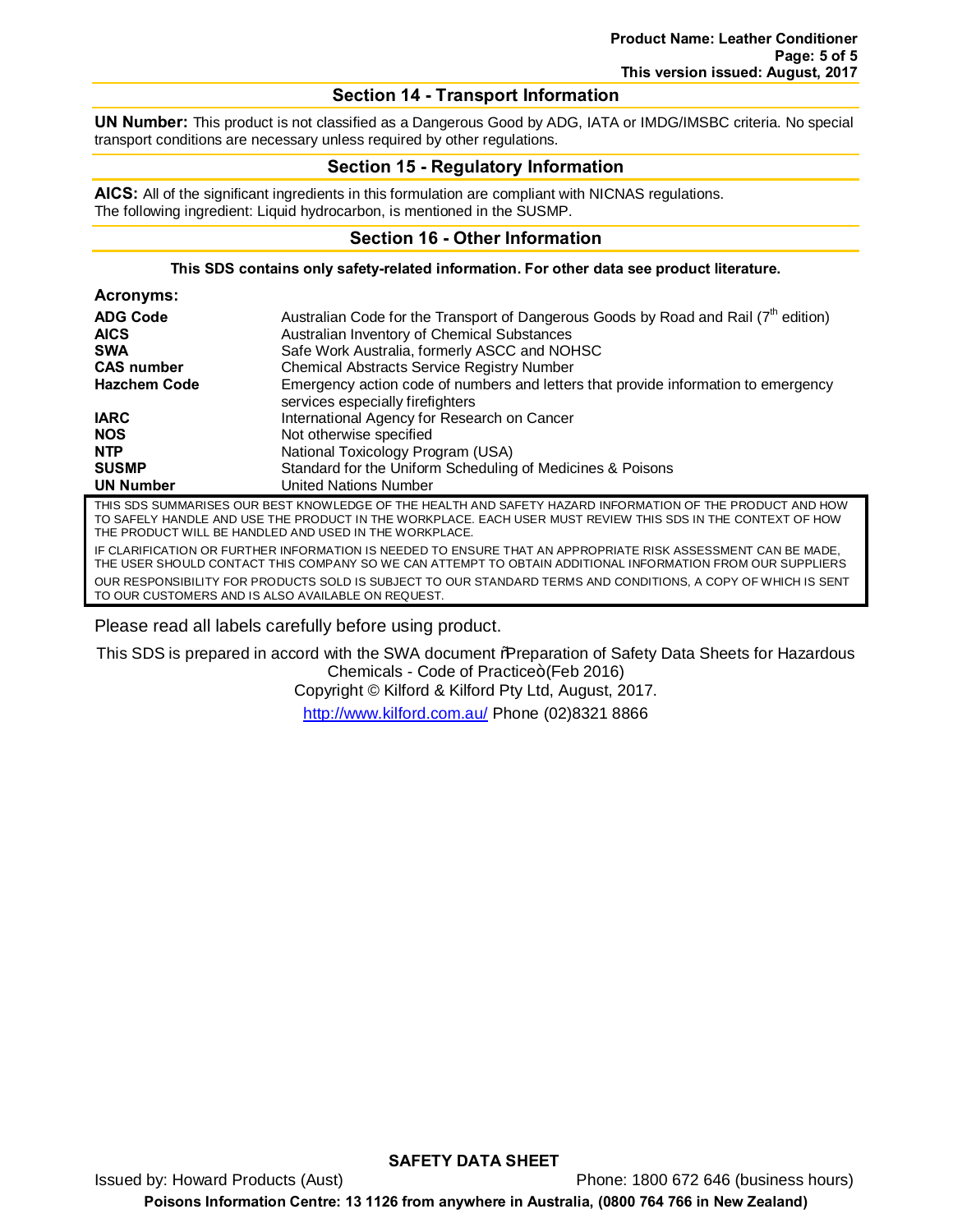## Section 14 - Transport Information

**UN Number:** This product is not classified as a Dangerous Good by ADG, IATA or IMDG/IMSBC criteria. No special transport conditions are necessary unless required by other regulations.

## Section 15 - Regulatory Information

**AICS:** All of the significant ingredients in this formulation are compliant with NICNAS regulations.
The following ingredient: Liquid hydrocarbon, is mentioned in the SUSMP.

## Section 16 - Other Information

**This SDS contains only safety-related information. For other data see product literature.**

**Acronyms:**

| | |
|---|---|
| **ADG Code** | Australian Code for the Transport of Dangerous Goods by Road and Rail (7th edition) |
| **AICS** | Australian Inventory of Chemical Substances |
| **SWA** | Safe Work Australia, formerly ASCC and NOHSC |
| **CAS number** | Chemical Abstracts Service Registry Number |
| **Hazchem Code** | Emergency action code of numbers and letters that provide information to emergency services especially firefighters |
| **IARC** | International Agency for Research on Cancer |
| **NOS** | Not otherwise specified |
| **NTP** | National Toxicology Program (USA) |
| **SUSMP** | Standard for the Uniform Scheduling of Medicines & Poisons |
| **UN Number** | United Nations Number |

THIS SDS SUMMARISES OUR BEST KNOWLEDGE OF THE HEALTH AND SAFETY HAZARD INFORMATION OF THE PRODUCT AND HOW TO SAFELY HANDLE AND USE THE PRODUCT IN THE WORKPLACE. EACH USER MUST REVIEW THIS SDS IN THE CONTEXT OF HOW THE PRODUCT WILL BE HANDLED AND USED IN THE WORKPLACE.

IF CLARIFICATION OR FURTHER INFORMATION IS NEEDED TO ENSURE THAT AN APPROPRIATE RISK ASSESSMENT CAN BE MADE, THE USER SHOULD CONTACT THIS COMPANY SO WE CAN ATTEMPT TO OBTAIN ADDITIONAL INFORMATION FROM OUR SUPPLIERS

OUR RESPONSIBILITY FOR PRODUCTS SOLD IS SUBJECT TO OUR STANDARD TERMS AND CONDITIONS, A COPY OF WHICH IS SENT TO OUR CUSTOMERS AND IS ALSO AVAILABLE ON REQUEST.

Please read all labels carefully before using product.

This SDS is prepared in accord with the SWA document "Preparation of Safety Data Sheets for Hazardous Chemicals - Code of Practice" (Feb 2016)

Copyright © Kilford & Kilford Pty Ltd, August, 2017.

http://www.kilford.com.au/ Phone (02)8321 8866